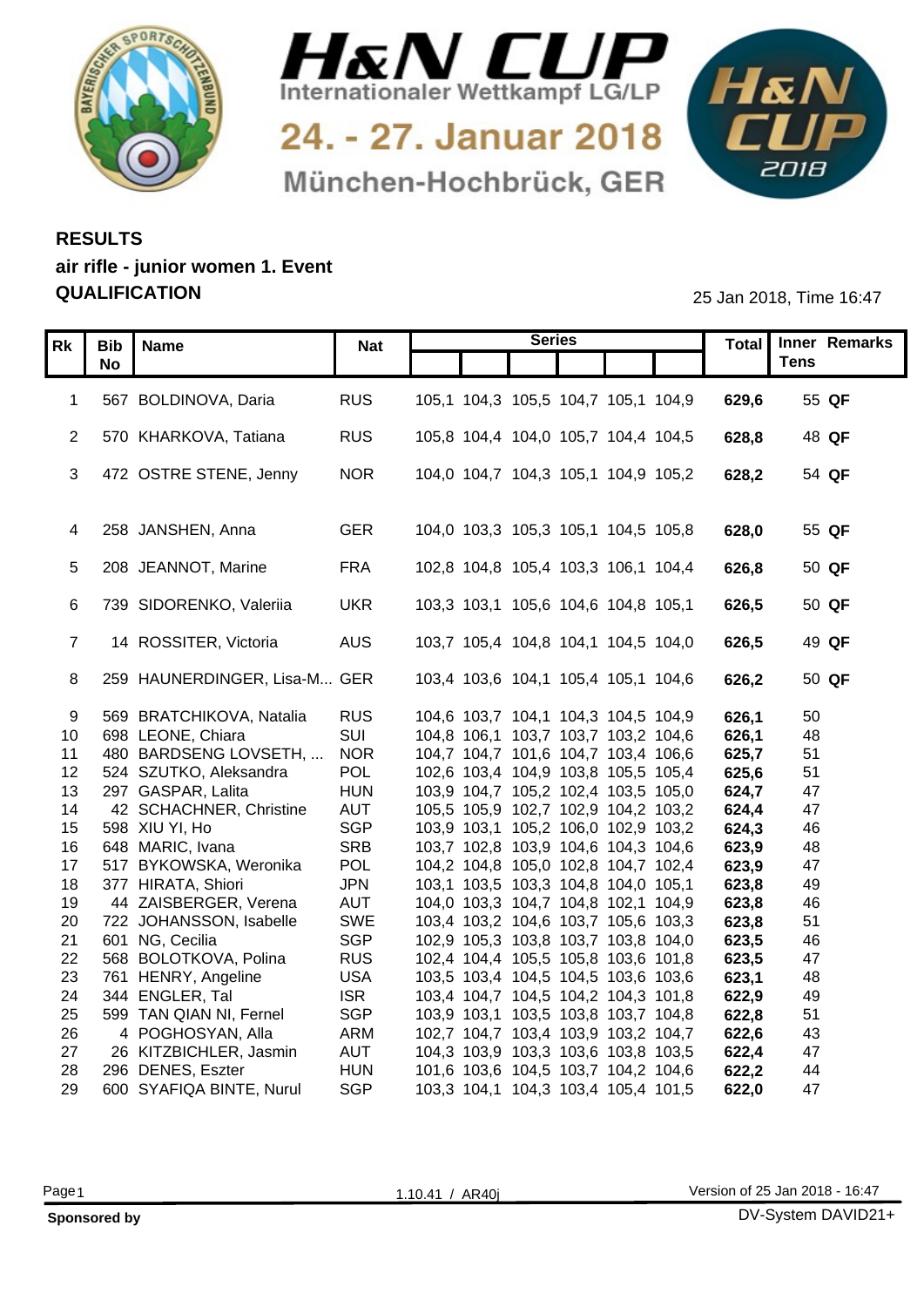# H&N CUP

Internationaler Wettkampf LG/LP

24. - 27. Januar 2018

München-Hochbrück, GER

## RESULTS

### air rifle - junior women 1. Event

### QUALIFICATION

25 Jan 2018, Time 16:47

| Rk | Bib No | Name | Nat | Series | | | | | | Total | Inner Tens | Remarks |
|---|---|---|---|---|---|---|---|---|---|---|---|---|
| 1 | 567 | BOLDINOVA, Daria | RUS | 105,1 | 104,3 | 105,5 | 104,7 | 105,1 | 104,9 | **629,6** | 55 | **QF** |
| 2 | 570 | KHARKOVA, Tatiana | RUS | 105,8 | 104,4 | 104,0 | 105,7 | 104,4 | 104,5 | **628,8** | 48 | **QF** |
| 3 | 472 | OSTRE STENE, Jenny | NOR | 104,0 | 104,7 | 104,3 | 105,1 | 104,9 | 105,2 | **628,2** | 54 | **QF** |
| 4 | 258 | JANSHEN, Anna | GER | 104,0 | 103,3 | 105,3 | 105,1 | 104,5 | 105,8 | **628,0** | 55 | **QF** |
| 5 | 208 | JEANNOT, Marine | FRA | 102,8 | 104,8 | 105,4 | 103,3 | 106,1 | 104,4 | **626,8** | 50 | **QF** |
| 6 | 739 | SIDORENKO, Valeriia | UKR | 103,3 | 103,1 | 105,6 | 104,6 | 104,8 | 105,1 | **626,5** | 50 | **QF** |
| 7 | 14 | ROSSITER, Victoria | AUS | 103,7 | 105,4 | 104,8 | 104,1 | 104,5 | 104,0 | **626,5** | 49 | **QF** |
| 8 | 259 | HAUNERDINGER, Lisa-M... | GER | 103,4 | 103,6 | 104,1 | 105,4 | 105,1 | 104,6 | **626,2** | 50 | **QF** |
| 9 | 569 | BRATCHIKOVA, Natalia | RUS | 104,6 | 103,7 | 104,1 | 104,3 | 104,5 | 104,9 | **626,1** | 50 | |
| 10 | 698 | LEONE, Chiara | SUI | 104,8 | 106,1 | 103,7 | 103,7 | 103,2 | 104,6 | **626,1** | 48 | |
| 11 | 480 | BARDSENG LOVSETH, ... | NOR | 104,7 | 104,7 | 101,6 | 104,7 | 103,4 | 106,6 | **625,7** | 51 | |
| 12 | 524 | SZUTKO, Aleksandra | POL | 102,6 | 103,4 | 104,9 | 103,8 | 105,5 | 105,4 | **625,6** | 51 | |
| 13 | 297 | GASPAR, Lalita | HUN | 103,9 | 104,7 | 105,2 | 102,4 | 103,5 | 105,0 | **624,7** | 47 | |
| 14 | 42 | SCHACHNER, Christine | AUT | 105,5 | 105,9 | 102,7 | 102,9 | 104,2 | 103,2 | **624,4** | 47 | |
| 15 | 598 | XIU YI, Ho | SGP | 103,9 | 103,1 | 105,2 | 106,0 | 102,9 | 103,2 | **624,3** | 46 | |
| 16 | 648 | MARIC, Ivana | SRB | 103,7 | 102,8 | 103,9 | 104,6 | 104,3 | 104,6 | **623,9** | 48 | |
| 17 | 517 | BYKOWSKA, Weronika | POL | 104,2 | 104,8 | 105,0 | 102,8 | 104,7 | 102,4 | **623,9** | 47 | |
| 18 | 377 | HIRATA, Shiori | JPN | 103,1 | 103,5 | 103,3 | 104,8 | 104,0 | 105,1 | **623,8** | 49 | |
| 19 | 44 | ZAISBERGER, Verena | AUT | 104,0 | 103,3 | 104,7 | 104,8 | 102,1 | 104,9 | **623,8** | 46 | |
| 20 | 722 | JOHANSSON, Isabelle | SWE | 103,4 | 103,2 | 104,6 | 103,7 | 105,6 | 103,3 | **623,8** | 51 | |
| 21 | 601 | NG, Cecilia | SGP | 102,9 | 105,3 | 103,8 | 103,7 | 103,8 | 104,0 | **623,5** | 46 | |
| 22 | 568 | BOLOTKOVA, Polina | RUS | 102,4 | 104,4 | 105,5 | 105,8 | 103,6 | 101,8 | **623,5** | 47 | |
| 23 | 761 | HENRY, Angeline | USA | 103,5 | 103,4 | 104,5 | 104,5 | 103,6 | 103,6 | **623,1** | 48 | |
| 24 | 344 | ENGLER, Tal | ISR | 103,4 | 104,7 | 104,5 | 104,2 | 104,3 | 101,8 | **622,9** | 49 | |
| 25 | 599 | TAN QIAN NI, Fernel | SGP | 103,9 | 103,1 | 103,5 | 103,8 | 103,7 | 104,8 | **622,8** | 51 | |
| 26 | 4 | POGHOSYAN, Alla | ARM | 102,7 | 104,7 | 103,4 | 103,9 | 103,2 | 104,7 | **622,6** | 43 | |
| 27 | 26 | KITZBICHLER, Jasmin | AUT | 104,3 | 103,9 | 103,3 | 103,6 | 103,8 | 103,5 | **622,4** | 47 | |
| 28 | 296 | DENES, Eszter | HUN | 101,6 | 103,6 | 104,5 | 103,7 | 104,2 | 104,6 | **622,2** | 44 | |
| 29 | 600 | SYAFIQA BINTE, Nurul | SGP | 103,3 | 104,1 | 104,3 | 103,4 | 105,4 | 101,5 | **622,0** | 47 | |

1.10.41 / AR40j

Version of 25 Jan 2018 - 16:47

**Sponsored by**

DV-System DAVID21+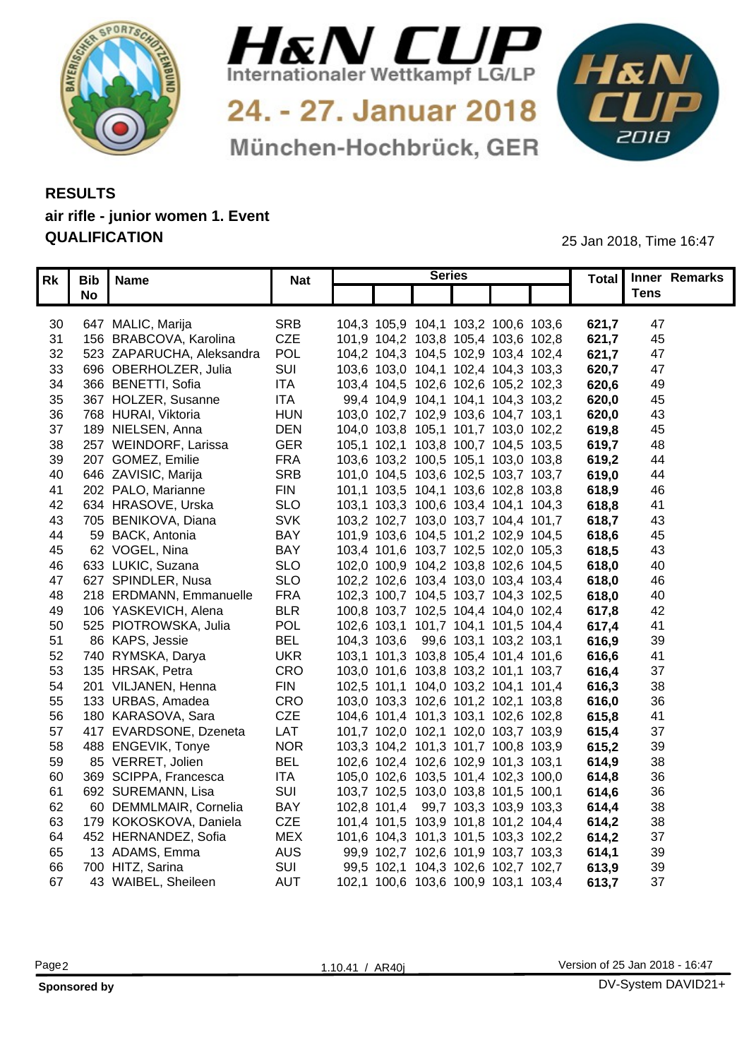H&N CUP
Internationaler Wettkampf LG/LP

24. - 27. Januar 2018

München-Hochbrück, GER

## RESULTS

### air rifle - junior women 1. Event

### QUALIFICATION

25 Jan 2018, Time 16:47

| Rk | Bib No | Name | Nat | Series | | | | | | Total | Inner Tens | Remarks |
|---|---|---|---|---|---|---|---|---|---|---|---|---|
| 30 | 647 | MALIC, Marija | SRB | 104,3 | 105,9 | 104,1 | 103,2 | 100,6 | 103,6 | **621,7** | 47 | |
| 31 | 156 | BRABCOVA, Karolina | CZE | 101,9 | 104,2 | 103,8 | 105,4 | 103,6 | 102,8 | **621,7** | 45 | |
| 32 | 523 | ZAPARUCHA, Aleksandra | POL | 104,2 | 104,3 | 104,5 | 102,9 | 103,4 | 102,4 | **621,7** | 47 | |
| 33 | 696 | OBERHOLZER, Julia | SUI | 103,6 | 103,0 | 104,1 | 102,4 | 104,3 | 103,3 | **620,7** | 47 | |
| 34 | 366 | BENETTI, Sofia | ITA | 103,4 | 104,5 | 102,6 | 102,6 | 105,2 | 102,3 | **620,6** | 49 | |
| 35 | 367 | HOLZER, Susanne | ITA | 99,4 | 104,9 | 104,1 | 104,1 | 104,3 | 103,2 | **620,0** | 45 | |
| 36 | 768 | HURAI, Viktoria | HUN | 103,0 | 102,7 | 102,9 | 103,6 | 104,7 | 103,1 | **620,0** | 43 | |
| 37 | 189 | NIELSEN, Anna | DEN | 104,0 | 103,8 | 105,1 | 101,7 | 103,0 | 102,2 | **619,8** | 45 | |
| 38 | 257 | WEINDORF, Larissa | GER | 105,1 | 102,1 | 103,8 | 100,7 | 104,5 | 103,5 | **619,7** | 48 | |
| 39 | 207 | GOMEZ, Emilie | FRA | 103,6 | 103,2 | 100,5 | 105,1 | 103,0 | 103,8 | **619,2** | 44 | |
| 40 | 646 | ZAVISIC, Marija | SRB | 101,0 | 104,5 | 103,6 | 102,5 | 103,7 | 103,7 | **619,0** | 44 | |
| 41 | 202 | PALO, Marianne | FIN | 101,1 | 103,5 | 104,1 | 103,6 | 102,8 | 103,8 | **618,9** | 46 | |
| 42 | 634 | HRASOVE, Urska | SLO | 103,1 | 103,3 | 100,6 | 103,4 | 104,1 | 104,3 | **618,8** | 41 | |
| 43 | 705 | BENIKOVA, Diana | SVK | 103,2 | 102,7 | 103,0 | 103,7 | 104,4 | 101,7 | **618,7** | 43 | |
| 44 | 59 | BACK, Antonia | BAY | 101,9 | 103,6 | 104,5 | 101,2 | 102,9 | 104,5 | **618,6** | 45 | |
| 45 | 62 | VOGEL, Nina | BAY | 103,4 | 101,6 | 103,7 | 102,5 | 102,0 | 105,3 | **618,5** | 43 | |
| 46 | 633 | LUKIC, Suzana | SLO | 102,0 | 100,9 | 104,2 | 103,8 | 102,6 | 104,5 | **618,0** | 40 | |
| 47 | 627 | SPINDLER, Nusa | SLO | 102,2 | 102,6 | 103,4 | 103,0 | 103,4 | 103,4 | **618,0** | 46 | |
| 48 | 218 | ERDMANN, Emmanuelle | FRA | 102,3 | 100,7 | 104,5 | 103,7 | 104,3 | 102,5 | **618,0** | 40 | |
| 49 | 106 | YASKEVICH, Alena | BLR | 100,8 | 103,7 | 102,5 | 104,4 | 104,0 | 102,4 | **617,8** | 42 | |
| 50 | 525 | PIOTROWSKA, Julia | POL | 102,6 | 103,1 | 101,7 | 104,1 | 101,5 | 104,4 | **617,4** | 41 | |
| 51 | 86 | KAPS, Jessie | BEL | 104,3 | 103,6 | 99,6 | 103,1 | 103,2 | 103,1 | **616,9** | 39 | |
| 52 | 740 | RYMSKA, Darya | UKR | 103,1 | 101,3 | 103,8 | 105,4 | 101,4 | 101,6 | **616,6** | 41 | |
| 53 | 135 | HRSAK, Petra | CRO | 103,0 | 101,6 | 103,8 | 103,2 | 101,1 | 103,7 | **616,4** | 37 | |
| 54 | 201 | VILJANEN, Henna | FIN | 102,5 | 101,1 | 104,0 | 103,2 | 104,1 | 101,4 | **616,3** | 38 | |
| 55 | 133 | URBAS, Amadea | CRO | 103,0 | 103,3 | 102,6 | 101,2 | 102,1 | 103,8 | **616,0** | 36 | |
| 56 | 180 | KARASOVA, Sara | CZE | 104,6 | 101,4 | 101,3 | 103,1 | 102,6 | 102,8 | **615,8** | 41 | |
| 57 | 417 | EVARDSONE, Dzeneta | LAT | 101,7 | 102,0 | 102,1 | 102,0 | 103,7 | 103,9 | **615,4** | 37 | |
| 58 | 488 | ENGEVIK, Tonye | NOR | 103,3 | 104,2 | 101,3 | 101,7 | 100,8 | 103,9 | **615,2** | 39 | |
| 59 | 85 | VERRET, Jolien | BEL | 102,6 | 102,4 | 102,6 | 102,9 | 101,3 | 103,1 | **614,9** | 38 | |
| 60 | 369 | SCIPPA, Francesca | ITA | 105,0 | 102,6 | 103,5 | 101,4 | 102,3 | 100,0 | **614,8** | 36 | |
| 61 | 692 | SUREMANN, Lisa | SUI | 103,7 | 102,5 | 103,0 | 103,8 | 101,5 | 100,1 | **614,6** | 36 | |
| 62 | 60 | DEMMLMAIR, Cornelia | BAY | 102,8 | 101,4 | 99,7 | 103,3 | 103,9 | 103,3 | **614,4** | 38 | |
| 63 | 179 | KOKOSKOVA, Daniela | CZE | 101,4 | 101,5 | 103,9 | 101,8 | 101,2 | 104,4 | **614,2** | 38 | |
| 64 | 452 | HERNANDEZ, Sofia | MEX | 101,6 | 104,3 | 101,3 | 101,5 | 103,3 | 102,2 | **614,2** | 37 | |
| 65 | 13 | ADAMS, Emma | AUS | 99,9 | 102,7 | 102,6 | 101,9 | 103,7 | 103,3 | **614,1** | 39 | |
| 66 | 700 | HITZ, Sarina | SUI | 99,5 | 102,1 | 104,3 | 102,6 | 102,7 | 102,7 | **613,9** | 39 | |
| 67 | 43 | WAIBEL, Sheileen | AUT | 102,1 | 100,6 | 103,6 | 100,9 | 103,1 | 103,4 | **613,7** | 37 | |

1.10.41 / AR40j

Version of 25 Jan 2018 - 16:47

**Sponsored by**

DV-System DAVID21+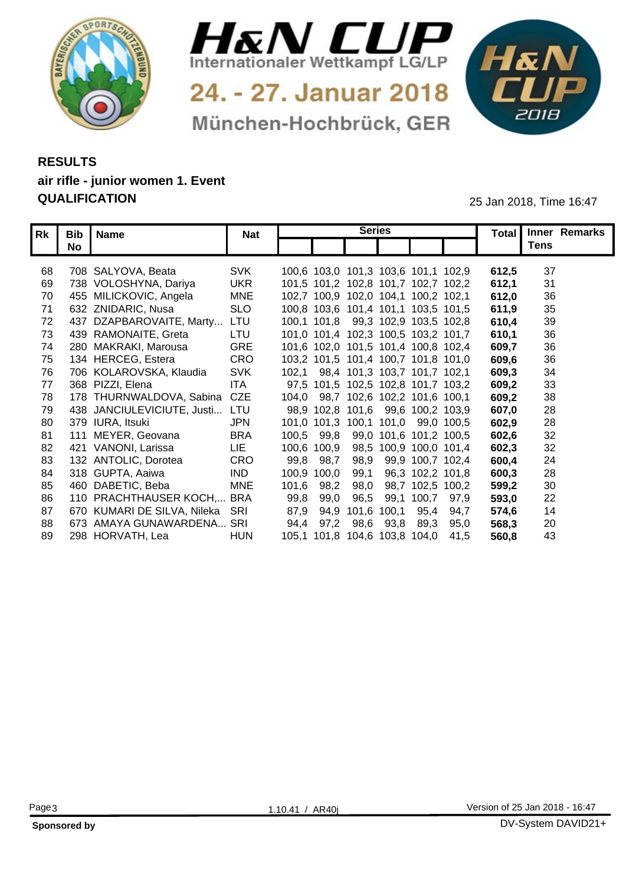# H&N CUP

Internationaler Wettkampf LG/LP

24. - 27. Januar 2018

München-Hochbrück, GER

**RESULTS**

**air rifle - junior women 1. Event**

**QUALIFICATION**

25 Jan 2018, Time 16:47

| Rk | Bib No | Name | Nat | Series | | | | | | Total | Inner Tens | Remarks |
|---|---|---|---|---|---|---|---|---|---|---|---|---|
| 68 | 708 | SALYOVA, Beata | SVK | 100,6 | 103,0 | 101,3 | 103,6 | 101,1 | 102,9 | **612,5** | 37 | |
| 69 | 738 | VOLOSHYNA, Dariya | UKR | 101,5 | 101,2 | 102,8 | 101,7 | 102,7 | 102,2 | **612,1** | 31 | |
| 70 | 455 | MILICKOVIC, Angela | MNE | 102,7 | 100,9 | 102,0 | 104,1 | 100,2 | 102,1 | **612,0** | 36 | |
| 71 | 632 | ZNIDARIC, Nusa | SLO | 100,8 | 103,6 | 101,4 | 101,1 | 103,5 | 101,5 | **611,9** | 35 | |
| 72 | 437 | DZAPBAROVAITE, Marty... | LTU | 100,1 | 101,8 | 99,3 | 102,9 | 103,5 | 102,8 | **610,4** | 39 | |
| 73 | 439 | RAMONAITE, Greta | LTU | 101,0 | 101,4 | 102,3 | 100,5 | 103,2 | 101,7 | **610,1** | 36 | |
| 74 | 280 | MAKRAKI, Marousa | GRE | 101,6 | 102,0 | 101,5 | 101,4 | 100,8 | 102,4 | **609,7** | 36 | |
| 75 | 134 | HERCEG, Estera | CRO | 103,2 | 101,5 | 101,4 | 100,7 | 101,8 | 101,0 | **609,6** | 36 | |
| 76 | 706 | KOLAROVSKA, Klaudia | SVK | 102,1 | 98,4 | 101,3 | 103,7 | 101,7 | 102,1 | **609,3** | 34 | |
| 77 | 368 | PIZZI, Elena | ITA | 97,5 | 101,5 | 102,5 | 102,8 | 101,7 | 103,2 | **609,2** | 33 | |
| 78 | 178 | THURNWALDOVA, Sabina | CZE | 104,0 | 98,7 | 102,6 | 102,2 | 101,6 | 100,1 | **609,2** | 38 | |
| 79 | 438 | JANCIULEVICIUTE, Justi... | LTU | 98,9 | 102,8 | 101,6 | 99,6 | 100,2 | 103,9 | **607,0** | 28 | |
| 80 | 379 | IURA, Itsuki | JPN | 101,0 | 101,3 | 100,1 | 101,0 | 99,0 | 100,5 | **602,9** | 28 | |
| 81 | 111 | MEYER, Geovana | BRA | 100,5 | 99,8 | 99,0 | 101,6 | 101,2 | 100,5 | **602,6** | 32 | |
| 82 | 421 | VANONI, Larissa | LIE | 100,6 | 100,9 | 98,5 | 100,9 | 100,0 | 101,4 | **602,3** | 32 | |
| 83 | 132 | ANTOLIC, Dorotea | CRO | 99,8 | 98,7 | 98,9 | 99,9 | 100,7 | 102,4 | **600,4** | 24 | |
| 84 | 318 | GUPTA, Aaiwa | IND | 100,9 | 100,0 | 99,1 | 96,3 | 102,2 | 101,8 | **600,3** | 28 | |
| 85 | 460 | DABETIC, Beba | MNE | 101,6 | 98,2 | 98,0 | 98,7 | 102,5 | 100,2 | **599,2** | 30 | |
| 86 | 110 | PRACHTHAUSER KOCH,... | BRA | 99,8 | 99,0 | 96,5 | 99,1 | 100,7 | 97,9 | **593,0** | 22 | |
| 87 | 670 | KUMARI DE SILVA, Nileka | SRI | 87,9 | 94,9 | 101,6 | 100,1 | 95,4 | 94,7 | **574,6** | 14 | |
| 88 | 673 | AMAYA GUNAWARDENA... | SRI | 94,4 | 97,2 | 98,6 | 93,8 | 89,3 | 95,0 | **568,3** | 20 | |
| 89 | 298 | HORVATH, Lea | HUN | 105,1 | 101,8 | 104,6 | 103,8 | 104,0 | 41,5 | **560,8** | 43 | |

1.10.41 / AR40j

Version of 25 Jan 2018 - 16:47

**Sponsored by**

DV-System DAVID21+